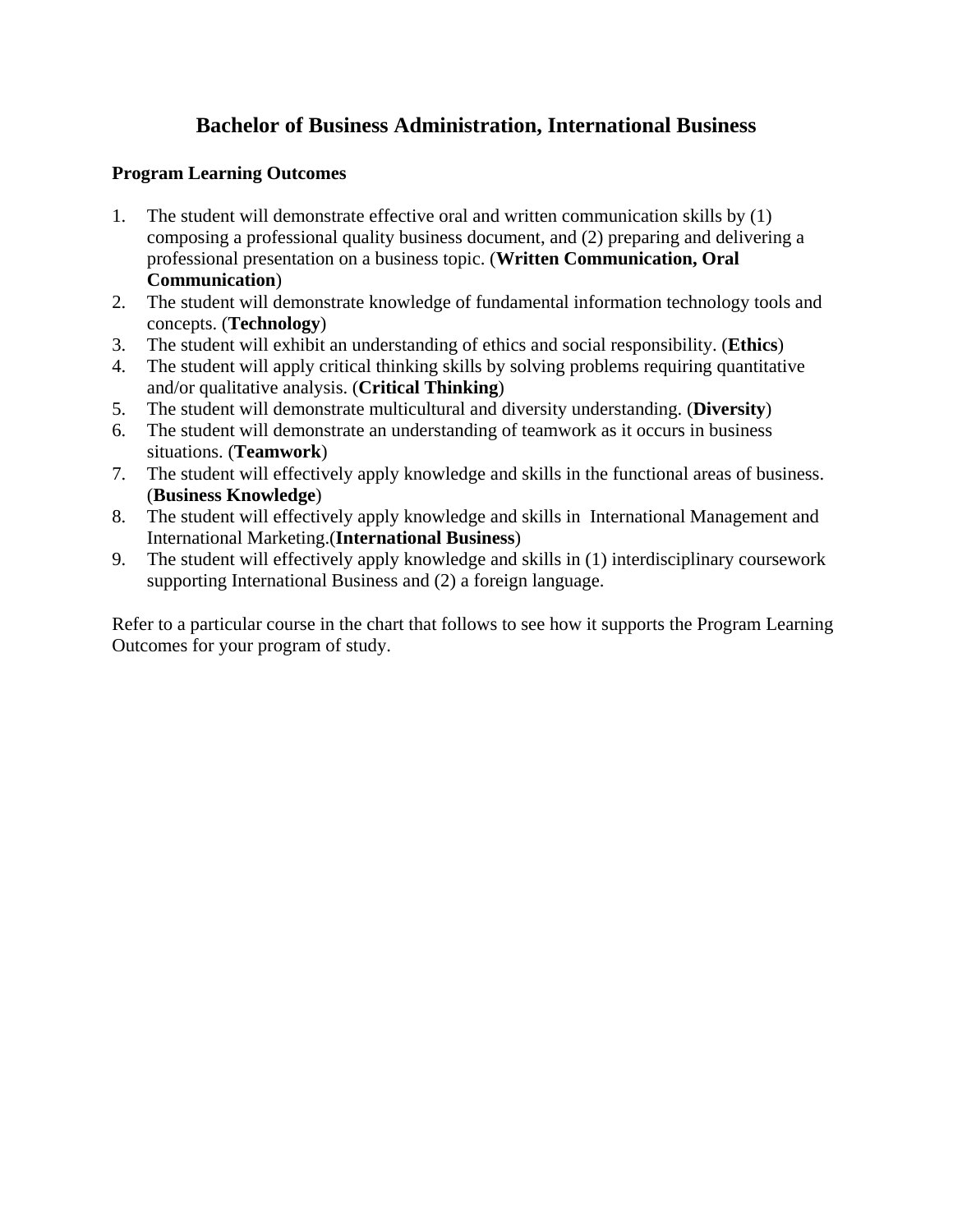# Bachelor of Business Administration, International Business

**Program Learning Outcomes**

1. The student will demonstrate effective oral and written communication skills by (1) composing a professional quality business document, and (2) preparing and delivering a professional presentation on a business topic. (**Written Communication, Oral Communication**)
2. The student will demonstrate knowledge of fundamental information technology tools and concepts. (**Technology**)
3. The student will exhibit an understanding of ethics and social responsibility. (**Ethics**)
4. The student will apply critical thinking skills by solving problems requiring quantitative and/or qualitative analysis. (**Critical Thinking**)
5. The student will demonstrate multicultural and diversity understanding. (**Diversity**)
6. The student will demonstrate an understanding of teamwork as it occurs in business situations. (**Teamwork**)
7. The student will effectively apply knowledge and skills in the functional areas of business. (**Business Knowledge**)
8. The student will effectively apply knowledge and skills in International Management and International Marketing.(**International Business**)
9. The student will effectively apply knowledge and skills in (1) interdisciplinary coursework supporting International Business and (2) a foreign language.

Refer to a particular course in the chart that follows to see how it supports the Program Learning Outcomes for your program of study.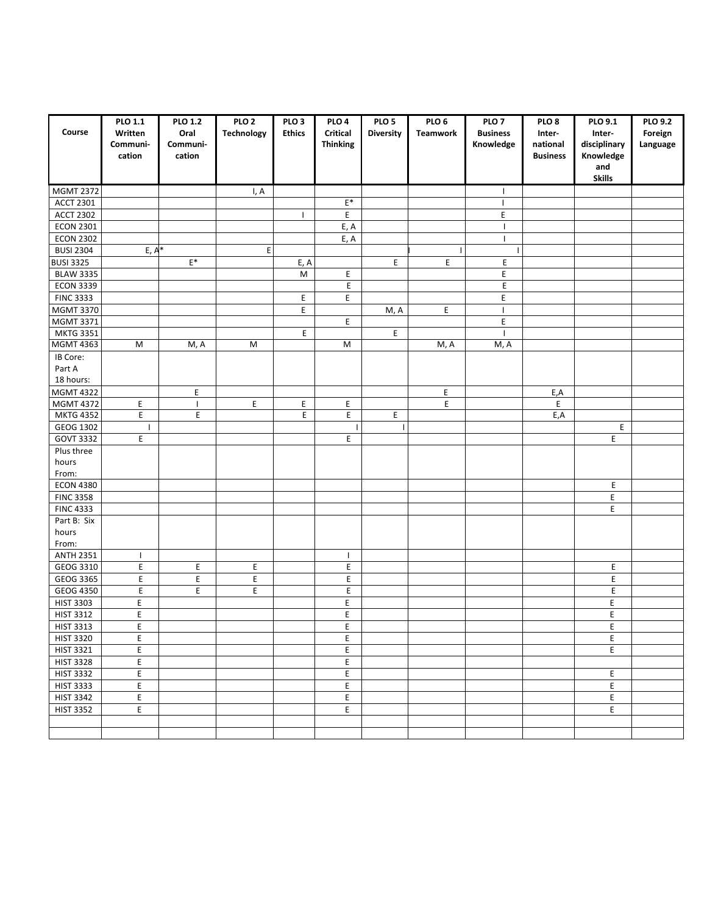| Course | PLO 1.1 Written Communi-cation | PLO 1.2 Oral Communi-cation | PLO 2 Technology | PLO 3 Ethics | PLO 4 Critical Thinking | PLO 5 Diversity | PLO 6 Teamwork | PLO 7 Business Knowledge | PLO 8 Inter-national Business | PLO 9.1 Inter-disciplinary Knowledge and Skills | PLO 9.2 Foreign Language |
|---|---|---|---|---|---|---|---|---|---|---|---|
| MGMT 2372 | | | I, A | | | | | I | | | |
| ACCT 2301 | | | | | E* | | | I | | | |
| ACCT 2302 | | | | I | E | | | E | | | |
| ECON 2301 | | | | | E, A | | | I | | | |
| ECON 2302 | | | | | E, A | | | I | | | |
| BUSI 2304 | E, A* | | E | | | I | I | I | | | |
| BUSI 3325 | | E* | | E, A | | E | E | E | | | |
| BLAW 3335 | | | | M | E | | | E | | | |
| ECON 3339 | | | | | E | | | E | | | |
| FINC 3333 | | | | E | E | | | E | | | |
| MGMT 3370 | | | | E | | M, A | E | I | | | |
| MGMT 3371 | | | | | E | | | E | | | |
| MKTG 3351 | | | | E | | E | | I | | | |
| MGMT 4363 | M | M, A | M | | M | | M, A | M, A | | | |
| IB Core: Part A 18 hours: | | | | | | | | | | | |
| MGMT 4322 | | E | | | | | E | | E,A | | |
| MGMT 4372 | E | I | E | E | E | | E | | E | | |
| MKTG 4352 | E | E | | E | E | E | | | E,A | | |
| GEOG 1302 | I | | | | I | I | | | | E | |
| GOVT 3332 | E | | | | E | | | | | E | |
| Plus three hours From: | | | | | | | | | | | |
| ECON 4380 | | | | | | | | | | E | |
| FINC 3358 | | | | | | | | | | E | |
| FINC 4333 | | | | | | | | | | E | |
| Part B: Six hours From: | | | | | | | | | | | |
| ANTH 2351 | I | | | | I | | | | | | |
| GEOG 3310 | E | E | E | | E | | | | | E | |
| GEOG 3365 | E | E | E | | E | | | | | E | |
| GEOG 4350 | E | E | E | | E | | | | | E | |
| HIST 3303 | E | | | | E | | | | | E | |
| HIST 3312 | E | | | | E | | | | | E | |
| HIST 3313 | E | | | | E | | | | | E | |
| HIST 3320 | E | | | | E | | | | | E | |
| HIST 3321 | E | | | | E | | | | | E | |
| HIST 3328 | E | | | | E | | | | | | |
| HIST 3332 | E | | | | E | | | | | E | |
| HIST 3333 | E | | | | E | | | | | E | |
| HIST 3342 | E | | | | E | | | | | E | |
| HIST 3352 | E | | | | E | | | | | E | |
| | | | | | | | | | | | |
| | | | | | | | | | | | |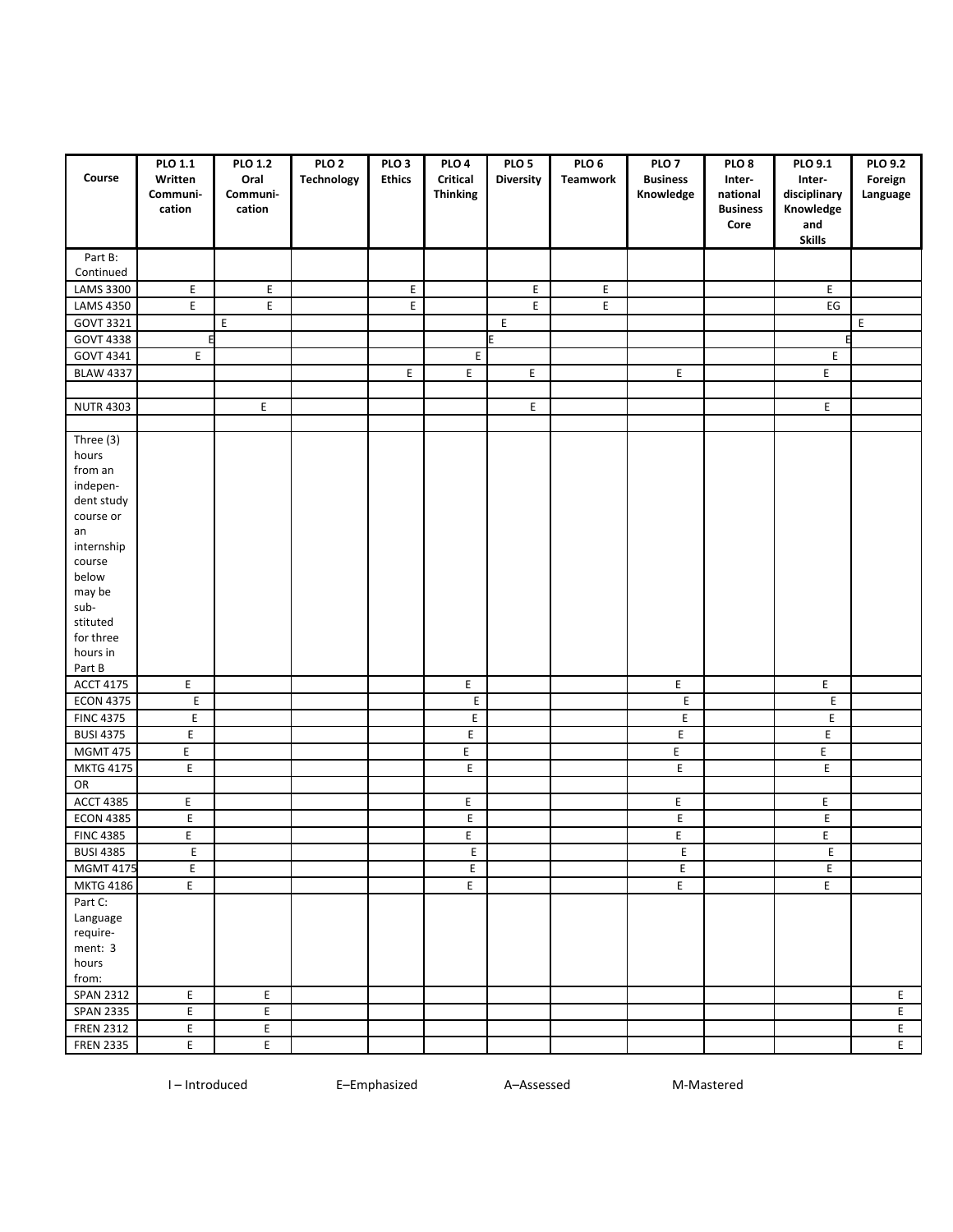| Course | PLO 1.1 Written Communi-cation | PLO 1.2 Oral Communi-cation | PLO 2 Technology | PLO 3 Ethics | PLO 4 Critical Thinking | PLO 5 Diversity | PLO 6 Teamwork | PLO 7 Business Knowledge | PLO 8 Inter-national Business Core | PLO 9.1 Inter-disciplinary Knowledge and Skills | PLO 9.2 Foreign Language |
|---|---|---|---|---|---|---|---|---|---|---|---|
| Part B: Continued | | | | | | | | | | | |
| LAMS 3300 | E | E | | E | | E | E | | | E | |
| LAMS 4350 | E | E | | E | | E | E | | | EG | |
| GOVT 3321 | | E | | | | E | | | | | E |
| GOVT 4338 | E | | | | | E | | | | E | |
| GOVT 4341 | E | | | | E | | | | | E | |
| BLAW 4337 | | | | E | E | E | | E | | E | |
| | | | | | | | | | | | |
| NUTR 4303 | | E | | | | E | | | | E | |
| | | | | | | | | | | | |
| Three (3) hours from an indepen-dent study course or an internship course below may be sub-stituted for three hours in Part B | | | | | | | | | | | |
| ACCT 4175 | E | | | | E | | | E | | E | |
| ECON 4375 | E | | | | E | | | E | | E | |
| FINC 4375 | E | | | | E | | | E | | E | |
| BUSI 4375 | E | | | | E | | | E | | E | |
| MGMT 475 | E | | | | E | | | E | | E | |
| MKTG 4175 | E | | | | E | | | E | | E | |
| OR | | | | | | | | | | | |
| ACCT 4385 | E | | | | E | | | E | | E | |
| ECON 4385 | E | | | | E | | | E | | E | |
| FINC 4385 | E | | | | E | | | E | | E | |
| BUSI 4385 | E | | | | E | | | E | | E | |
| MGMT 4175 | E | | | | E | | | E | | E | |
| MKTG 4186 | E | | | | E | | | E | | E | |
| Part C: Language require-ment: 3 hours from: | | | | | | | | | | | |
| SPAN 2312 | E | E | | | | | | | | | E |
| SPAN 2335 | E | E | | | | | | | | | E |
| FREN 2312 | E | E | | | | | | | | | E |
| FREN 2335 | E | E | | | | | | | | | E |

I – Introduced E–Emphasized A–Assessed M-Mastered